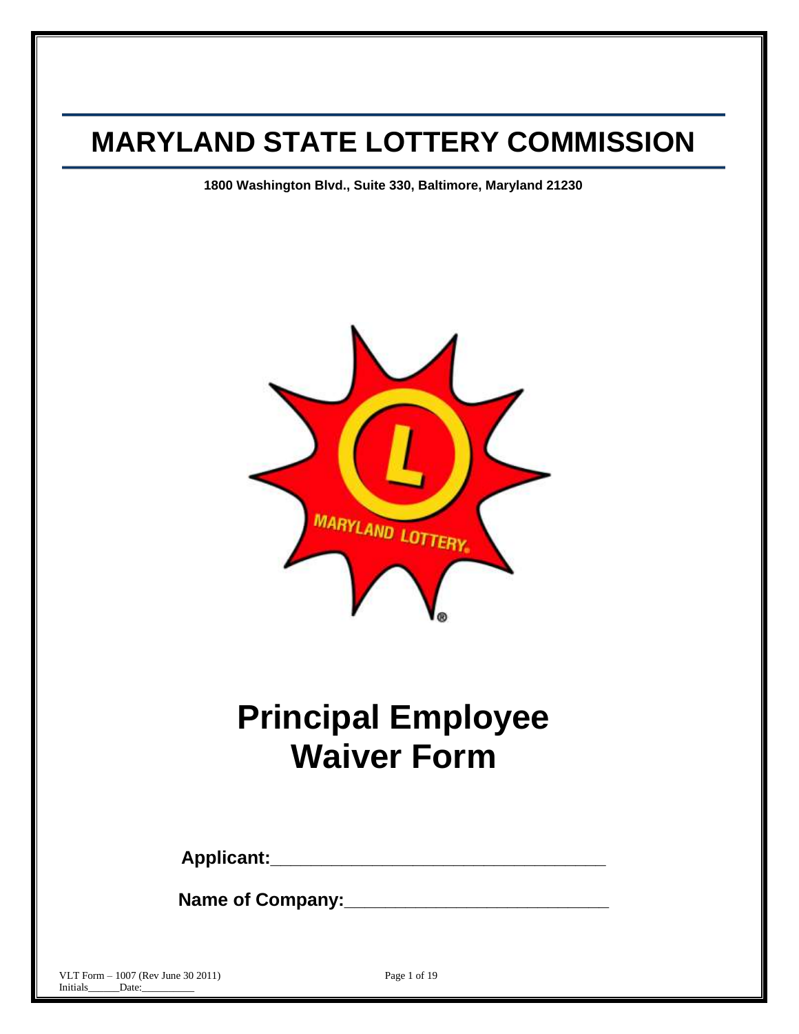# MARYLAND STATE LOTTERY COMMISSION

**1800 Washington Blvd., Suite 330, Baltimore, Maryland 21230**

# Principal Employee Waiver Form

**Applicant:**___________________________________

**Name of Company:**___________________________

Initials______Date:__________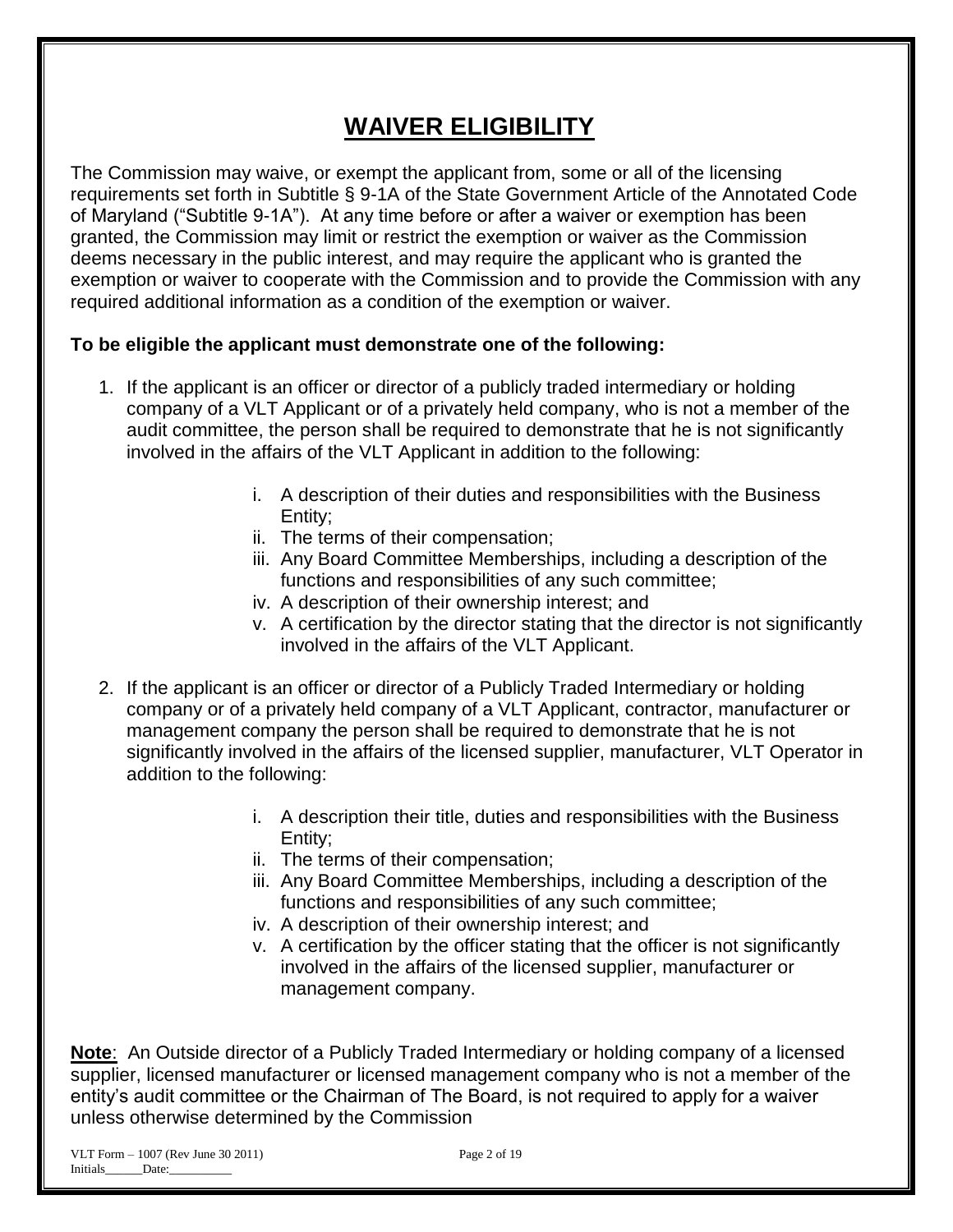# WAIVER ELIGIBILITY

The Commission may waive, or exempt the applicant from, some or all of the licensing requirements set forth in Subtitle § 9-1A of the State Government Article of the Annotated Code of Maryland ("Subtitle 9-1A"). At any time before or after a waiver or exemption has been granted, the Commission may limit or restrict the exemption or waiver as the Commission deems necessary in the public interest, and may require the applicant who is granted the exemption or waiver to cooperate with the Commission and to provide the Commission with any required additional information as a condition of the exemption or waiver.

**To be eligible the applicant must demonstrate one of the following:**

1. If the applicant is an officer or director of a publicly traded intermediary or holding company of a VLT Applicant or of a privately held company, who is not a member of the audit committee, the person shall be required to demonstrate that he is not significantly involved in the affairs of the VLT Applicant in addition to the following:

    i. A description of their duties and responsibilities with the Business Entity;
    ii. The terms of their compensation;
    iii. Any Board Committee Memberships, including a description of the functions and responsibilities of any such committee;
    iv. A description of their ownership interest; and
    v. A certification by the director stating that the director is not significantly involved in the affairs of the VLT Applicant.

2. If the applicant is an officer or director of a Publicly Traded Intermediary or holding company or of a privately held company of a VLT Applicant, contractor, manufacturer or management company the person shall be required to demonstrate that he is not significantly involved in the affairs of the licensed supplier, manufacturer, VLT Operator in addition to the following:

    i. A description their title, duties and responsibilities with the Business Entity;
    ii. The terms of their compensation;
    iii. Any Board Committee Memberships, including a description of the functions and responsibilities of any such committee;
    iv. A description of their ownership interest; and
    v. A certification by the officer stating that the officer is not significantly involved in the affairs of the licensed supplier, manufacturer or management company.

**Note**: An Outside director of a Publicly Traded Intermediary or holding company of a licensed supplier, licensed manufacturer or licensed management company who is not a member of the entity's audit committee or the Chairman of The Board, is not required to apply for a waiver unless otherwise determined by the Commission

VLT Form – 1007 (Rev June 30 2011)
Initials______Date:__________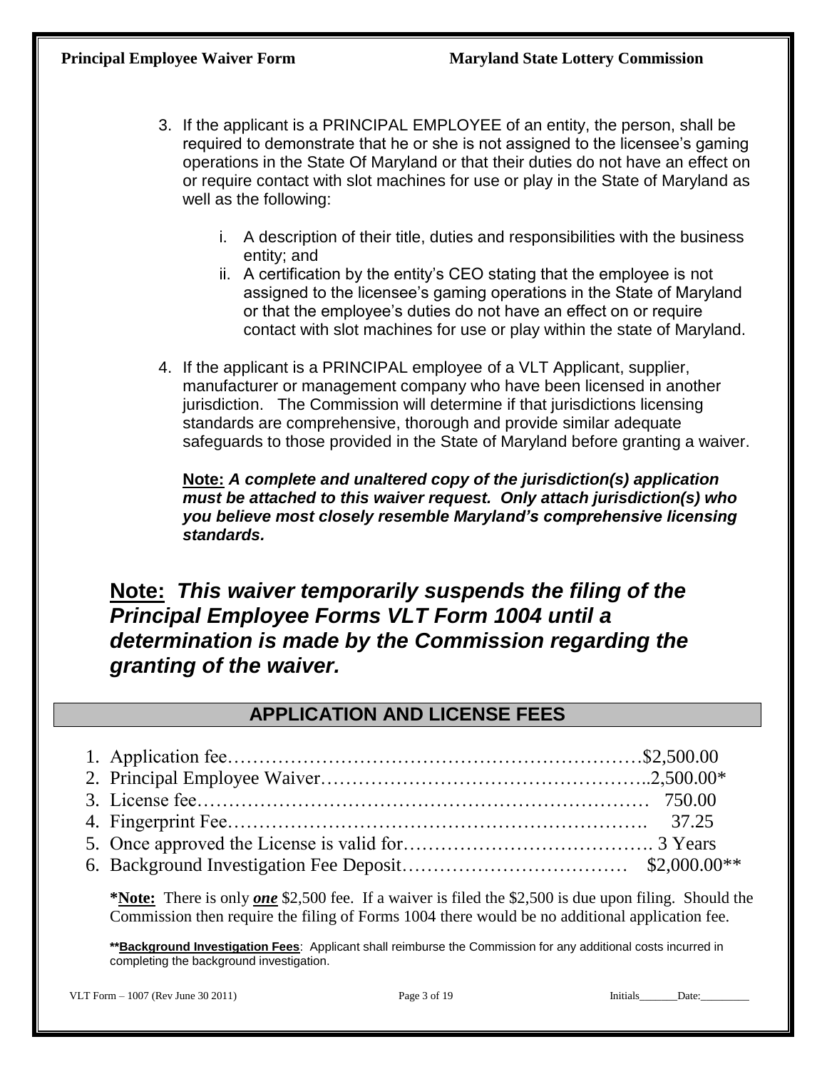3. If the applicant is a PRINCIPAL EMPLOYEE of an entity, the person, shall be required to demonstrate that he or she is not assigned to the licensee's gaming operations in the State Of Maryland or that their duties do not have an effect on or require contact with slot machines for use or play in the State of Maryland as well as the following:

    i. A description of their title, duties and responsibilities with the business entity; and
    ii. A certification by the entity's CEO stating that the employee is not assigned to the licensee's gaming operations in the State of Maryland or that the employee's duties do not have an effect on or require contact with slot machines for use or play within the state of Maryland.

4. If the applicant is a PRINCIPAL employee of a VLT Applicant, supplier, manufacturer or management company who have been licensed in another jurisdiction. The Commission will determine if that jurisdictions licensing standards are comprehensive, thorough and provide similar adequate safeguards to those provided in the State of Maryland before granting a waiver.

    **Note:** ***A complete and unaltered copy of the jurisdiction(s) application must be attached to this waiver request. Only attach jurisdiction(s) who you believe most closely resemble Maryland's comprehensive licensing standards.***

## **Note:** *This waiver temporarily suspends the filing of the Principal Employee Forms VLT Form 1004 until a determination is made by the Commission regarding the granting of the waiver.*

## APPLICATION AND LICENSE FEES

1. Application fee……………………………………………………………$2,500.00
2. Principal Employee Waiver…………………………………………….2,500.00*
3. License fee………………………………………………………………… 750.00
4. Fingerprint Fee………………………………………………………….  37.25
5. Once approved the License is valid for…………………………………. 3 Years
6. Background Investigation Fee Deposit……………………………… $2,000.00**

**\*Note:** There is only ***one*** $2,500 fee. If a waiver is filed the $2,500 is due upon filing. Should the Commission then require the filing of Forms 1004 there would be no additional application fee.

****Background Investigation Fees**: Applicant shall reimburse the Commission for any additional costs incurred in completing the background investigation.

VLT Form – 1007 (Rev June 30 2011) Initials_______Date:_________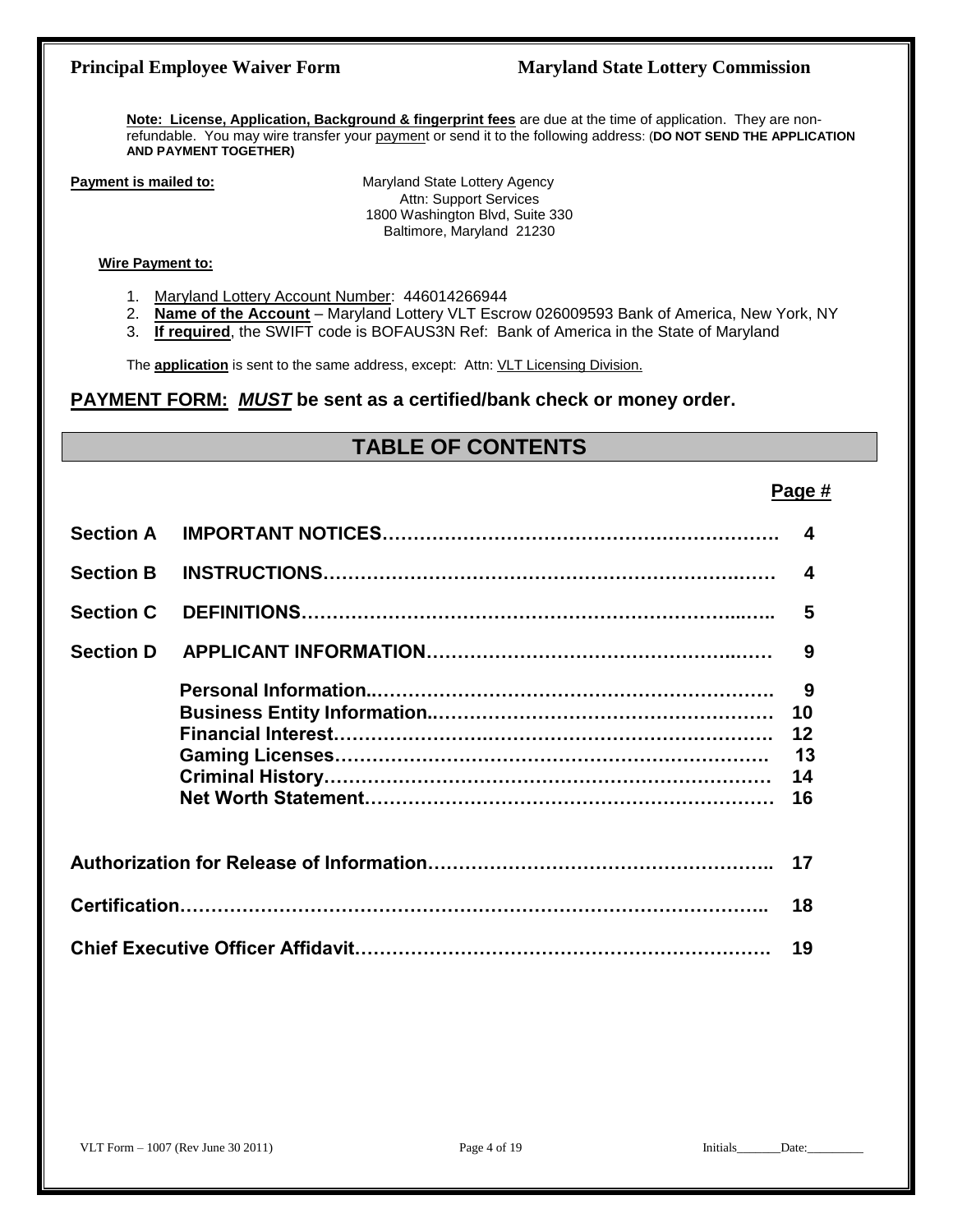**Note: License, Application, Background & fingerprint fees** are due at the time of application. They are non-refundable. You may wire transfer your payment or send it to the following address: (**DO NOT SEND THE APPLICATION AND PAYMENT TOGETHER)**

**Payment is mailed to:**

Maryland State Lottery Agency
Attn: Support Services
1800 Washington Blvd, Suite 330
Baltimore, Maryland 21230

**Wire Payment to:**

1. Maryland Lottery Account Number: 446014266944
2. **Name of the Account** – Maryland Lottery VLT Escrow 026009593 Bank of America, New York, NY
3. **If required**, the SWIFT code is BOFAUS3N Ref: Bank of America in the State of Maryland

The **application** is sent to the same address, except: Attn: VLT Licensing Division.

**PAYMENT FORM: *MUST* be sent as a certified/bank check or money order.**

## TABLE OF CONTENTS

| | | Page # |
|---|---|---|
| **Section A** | **IMPORTANT NOTICES** | **4** |
| **Section B** | **INSTRUCTIONS** | **4** |
| **Section C** | **DEFINITIONS** | **5** |
| **Section D** | **APPLICANT INFORMATION** | **9** |
| | **Personal Information** | **9** |
| | **Business Entity Information** | **10** |
| | **Financial Interest** | **12** |
| | **Gaming Licenses** | **13** |
| | **Criminal History** | **14** |
| | **Net Worth Statement** | **16** |
| **Authorization for Release of Information** | | **17** |
| **Certification** | | **18** |
| **Chief Executive Officer Affidavit** | | **19** |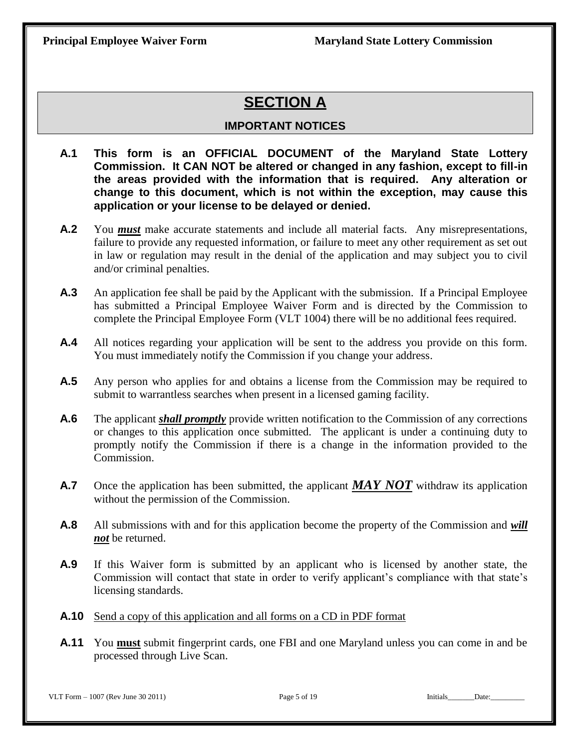# SECTION A

## IMPORTANT NOTICES

**A.1** **This form is an OFFICIAL DOCUMENT of the Maryland State Lottery Commission. It CAN NOT be altered or changed in any fashion, except to fill-in the areas provided with the information that is required. Any alteration or change to this document, which is not within the exception, may cause this application or your license to be delayed or denied.**

**A.2** You ***must*** make accurate statements and include all material facts. Any misrepresentations, failure to provide any requested information, or failure to meet any other requirement as set out in law or regulation may result in the denial of the application and may subject you to civil and/or criminal penalties.

**A.3** An application fee shall be paid by the Applicant with the submission. If a Principal Employee has submitted a Principal Employee Waiver Form and is directed by the Commission to complete the Principal Employee Form (VLT 1004) there will be no additional fees required.

**A.4** All notices regarding your application will be sent to the address you provide on this form. You must immediately notify the Commission if you change your address.

**A.5** Any person who applies for and obtains a license from the Commission may be required to submit to warrantless searches when present in a licensed gaming facility.

**A.6** The applicant ***shall promptly*** provide written notification to the Commission of any corrections or changes to this application once submitted. The applicant is under a continuing duty to promptly notify the Commission if there is a change in the information provided to the Commission.

**A.7** Once the application has been submitted, the applicant ***MAY NOT*** withdraw its application without the permission of the Commission.

**A.8** All submissions with and for this application become the property of the Commission and ***will not*** be returned.

**A.9** If this Waiver form is submitted by an applicant who is licensed by another state, the Commission will contact that state in order to verify applicant's compliance with that state's licensing standards.

**A.10** Send a copy of this application and all forms on a CD in PDF format

**A.11** You **must** submit fingerprint cards, one FBI and one Maryland unless you can come in and be processed through Live Scan.

Initials_______Date:_________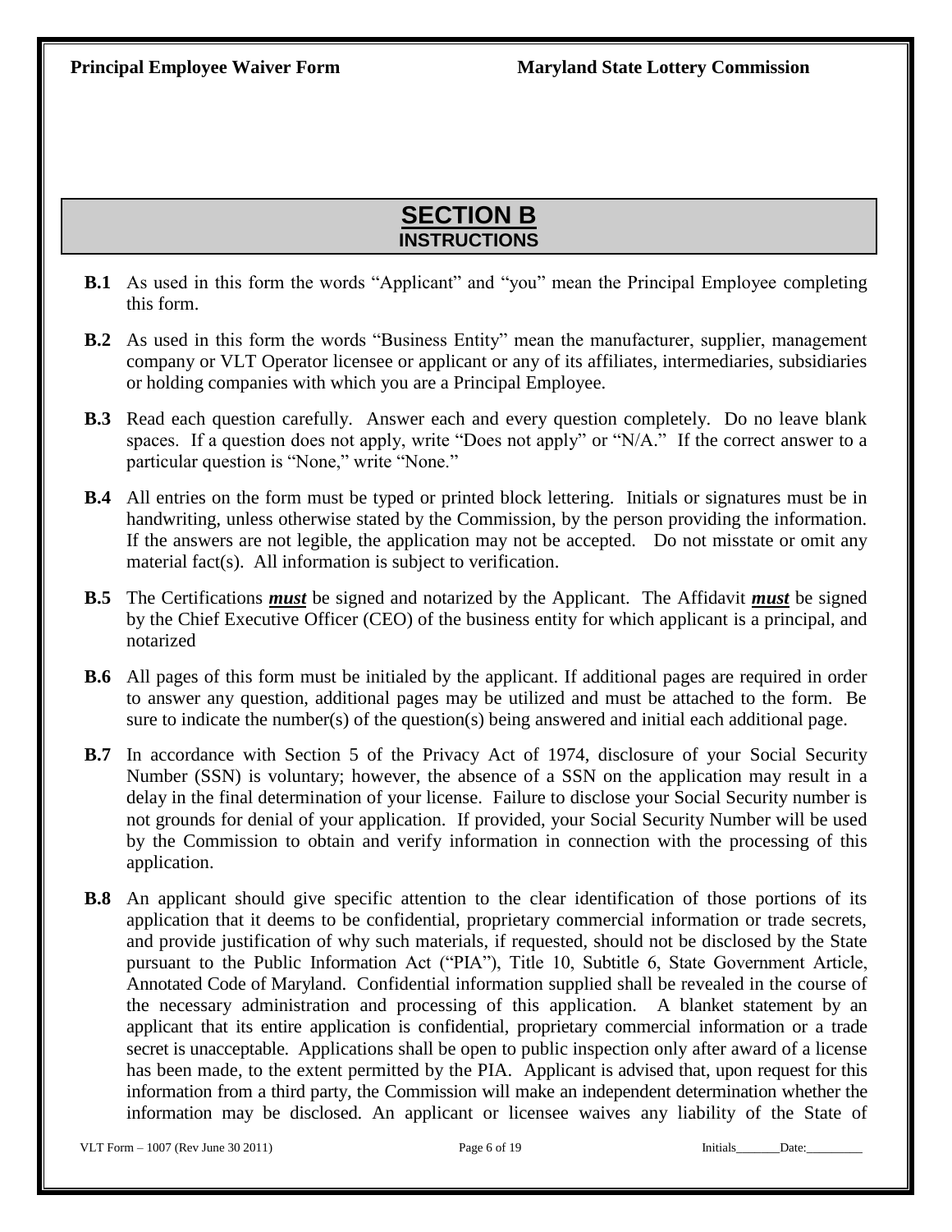## SECTION B
### INSTRUCTIONS

**B.1** As used in this form the words "Applicant" and "you" mean the Principal Employee completing this form.

**B.2** As used in this form the words "Business Entity" mean the manufacturer, supplier, management company or VLT Operator licensee or applicant or any of its affiliates, intermediaries, subsidiaries or holding companies with which you are a Principal Employee.

**B.3** Read each question carefully. Answer each and every question completely. Do no leave blank spaces. If a question does not apply, write "Does not apply" or "N/A." If the correct answer to a particular question is "None," write "None."

**B.4** All entries on the form must be typed or printed block lettering. Initials or signatures must be in handwriting, unless otherwise stated by the Commission, by the person providing the information. If the answers are not legible, the application may not be accepted. Do not misstate or omit any material fact(s). All information is subject to verification.

**B.5** The Certifications ***must*** be signed and notarized by the Applicant. The Affidavit ***must*** be signed by the Chief Executive Officer (CEO) of the business entity for which applicant is a principal, and notarized

**B.6** All pages of this form must be initialed by the applicant. If additional pages are required in order to answer any question, additional pages may be utilized and must be attached to the form. Be sure to indicate the number(s) of the question(s) being answered and initial each additional page.

**B.7** In accordance with Section 5 of the Privacy Act of 1974, disclosure of your Social Security Number (SSN) is voluntary; however, the absence of a SSN on the application may result in a delay in the final determination of your license. Failure to disclose your Social Security number is not grounds for denial of your application. If provided, your Social Security Number will be used by the Commission to obtain and verify information in connection with the processing of this application.

**B.8** An applicant should give specific attention to the clear identification of those portions of its application that it deems to be confidential, proprietary commercial information or trade secrets, and provide justification of why such materials, if requested, should not be disclosed by the State pursuant to the Public Information Act ("PIA"), Title 10, Subtitle 6, State Government Article, Annotated Code of Maryland. Confidential information supplied shall be revealed in the course of the necessary administration and processing of this application. A blanket statement by an applicant that its entire application is confidential, proprietary commercial information or a trade secret is unacceptable. Applications shall be open to public inspection only after award of a license has been made, to the extent permitted by the PIA. Applicant is advised that, upon request for this information from a third party, the Commission will make an independent determination whether the information may be disclosed. An applicant or licensee waives any liability of the State of

Initials_______ Date:_________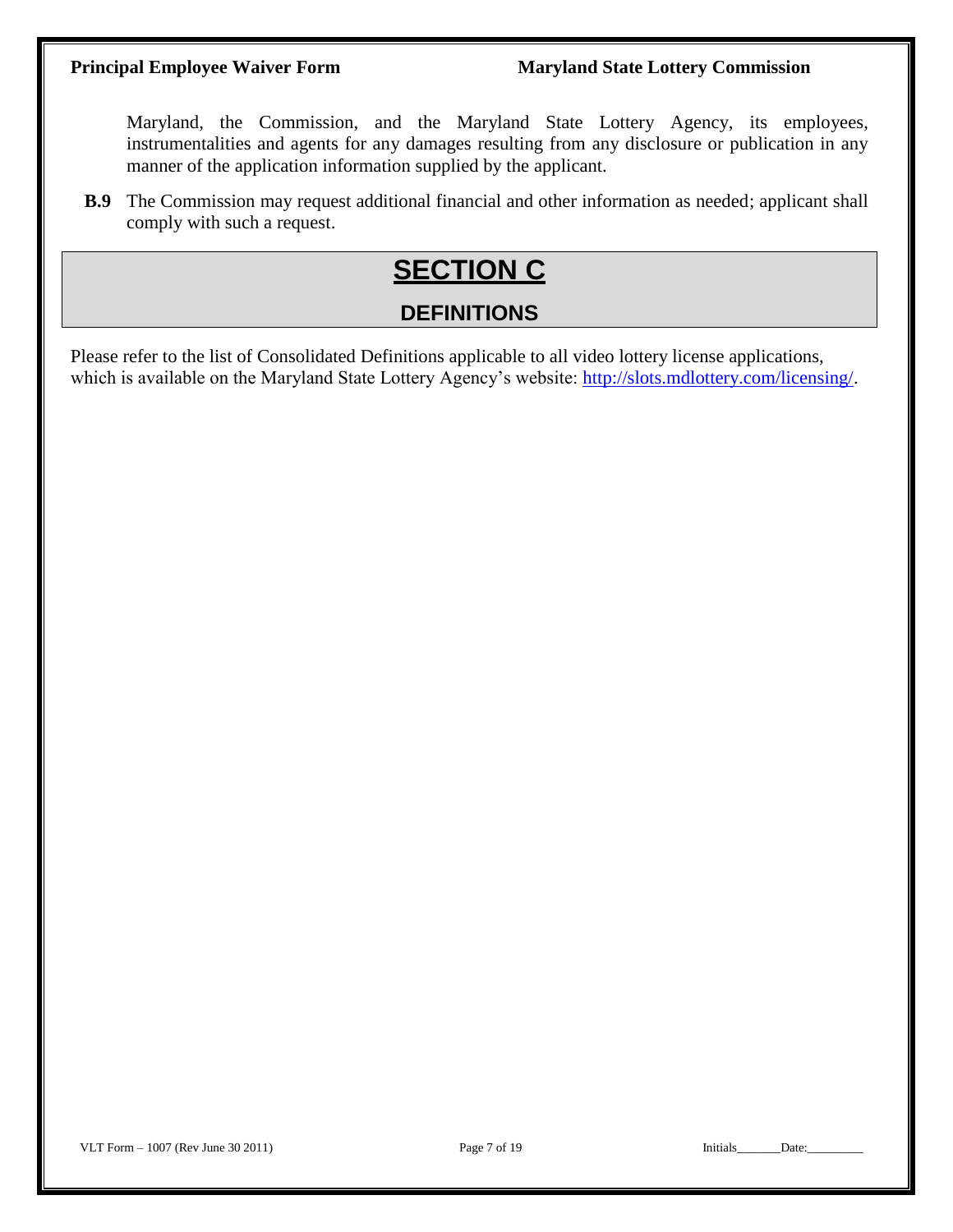Maryland, the Commission, and the Maryland State Lottery Agency, its employees, instrumentalities and agents for any damages resulting from any disclosure or publication in any manner of the application information supplied by the applicant.

**B.9** The Commission may request additional financial and other information as needed; applicant shall comply with such a request.

# SECTION C

## DEFINITIONS

Please refer to the list of Consolidated Definitions applicable to all video lottery license applications, which is available on the Maryland State Lottery Agency's website: [http://slots.mdlottery.com/licensing/](http://slots.mdlottery.com/licensing/).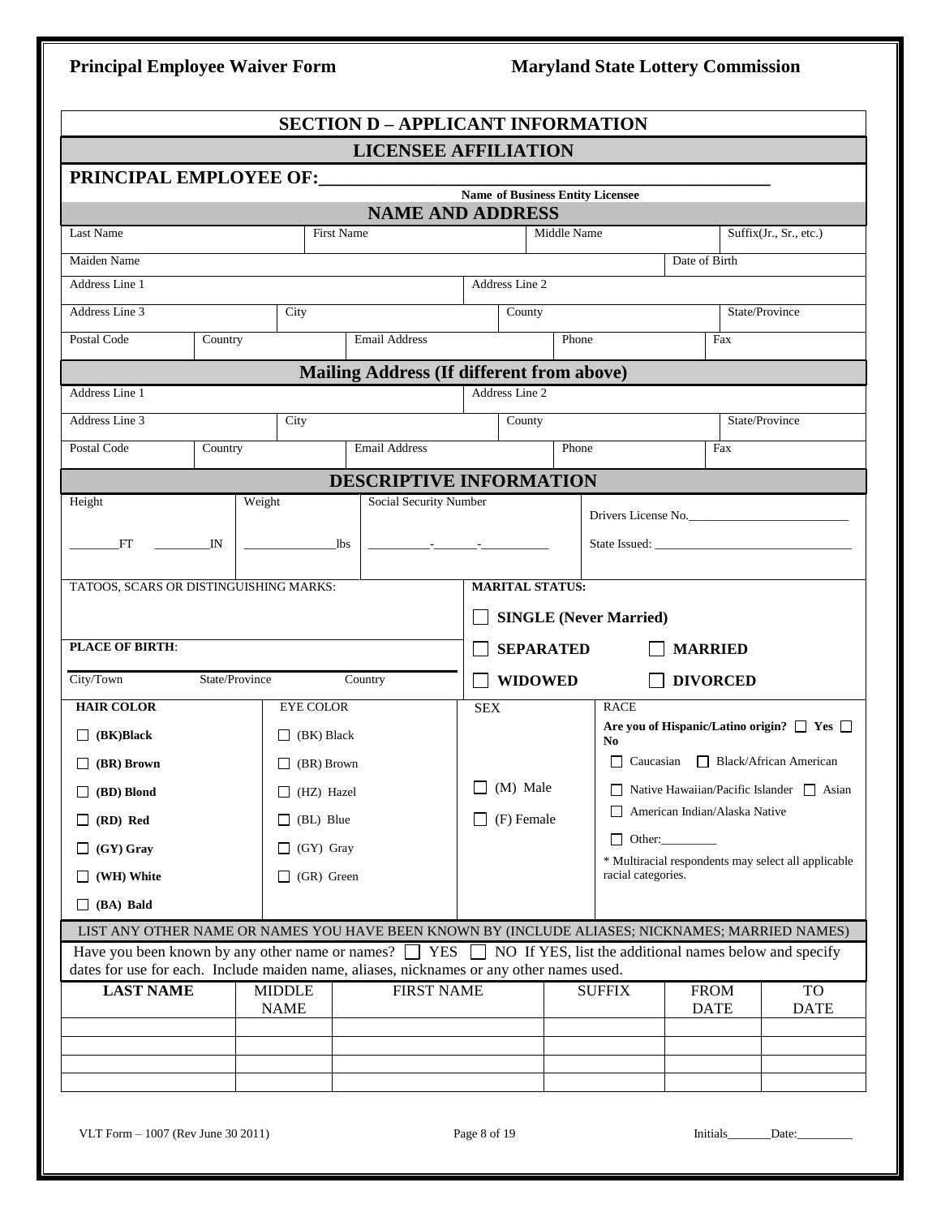**Principal Employee Waiver Form** **Maryland State Lottery Commission**

## SECTION D – APPLICANT INFORMATION

### LICENSEE AFFILIATION

**PRINCIPAL EMPLOYEE OF:**_______________________________________________
Name of Business Entity Licensee

### NAME AND ADDRESS

| Last Name | First Name | Middle Name | Suffix(Jr., Sr., etc.) |
|---|---|---|---|
| | | | |

| Maiden Name | Date of Birth |
|---|---|
| | |

| Address Line 1 | Address Line 2 |
|---|---|
| | |

| Address Line 3 | City | County | State/Province |
|---|---|---|---|
| | | | |

| Postal Code | Country | Email Address | Phone | Fax |
|---|---|---|---|---|
| | | | | |

### Mailing Address (If different from above)

| Address Line 1 | Address Line 2 |
|---|---|
| | |

| Address Line 3 | City | County | State/Province |
|---|---|---|---|
| | | | |

| Postal Code | Country | Email Address | Phone | Fax |
|---|---|---|---|---|
| | | | | |

### DESCRIPTIVE INFORMATION

| Height | Weight | Social Security Number | |
|---|---|---|---|
| _______FT _________IN | _____________lbs | _________-_______-__________ | Drivers License No.________________________ State Issued: ______________________________ |

TATOOS, SCARS OR DISTINGUISHING MARKS:

**PLACE OF BIRTH**:

| City/Town | State/Province | Country |
|---|---|---|
| | | |

**MARITAL STATUS:**

- ☐ **SINGLE (Never Married)**
- ☐ **SEPARATED**
- ☐ **MARRIED**
- ☐ **WIDOWED**
- ☐ **DIVORCED**

| HAIR COLOR | EYE COLOR | SEX | RACE |
|---|---|---|---|
| ☐ **(BK)Black** | ☐ (BK) Black | | **Are you of Hispanic/Latino origin?** ☐ **Yes** ☐ **No** |
| ☐ **(BR) Brown** | ☐ (BR) Brown | | ☐ Caucasian ☐ Black/African American |
| ☐ **(BD) Blond** | ☐ (HZ) Hazel | ☐ (M) Male | ☐ Native Hawaiian/Pacific Islander ☐ Asian |
| ☐ **(RD) Red** | ☐ (BL) Blue | ☐ (F) Female | ☐ American Indian/Alaska Native |
| ☐ **(GY) Gray** | ☐ (GY) Gray | | ☐ Other:_________ |
| ☐ **(WH) White** | ☐ (GR) Green | | * Multiracial respondents may select all applicable racial categories. |
| ☐ **(BA) Bald** | | | |

LIST ANY OTHER NAME OR NAMES YOU HAVE BEEN KNOWN BY (INCLUDE ALIASES; NICKNAMES; MARRIED NAMES)

Have you been known by any other name or names? ☐ YES ☐ NO If YES, list the additional names below and specify dates for use for each. Include maiden name, aliases, nicknames or any other names used.

| LAST NAME | MIDDLE NAME | FIRST NAME | SUFFIX | FROM DATE | TO DATE |
|---|---|---|---|---|---|
| | | | | | |
| | | | | | |
| | | | | | |
| | | | | | |

VLT Form – 1007 (Rev June 30 2011) Initials_______Date:_________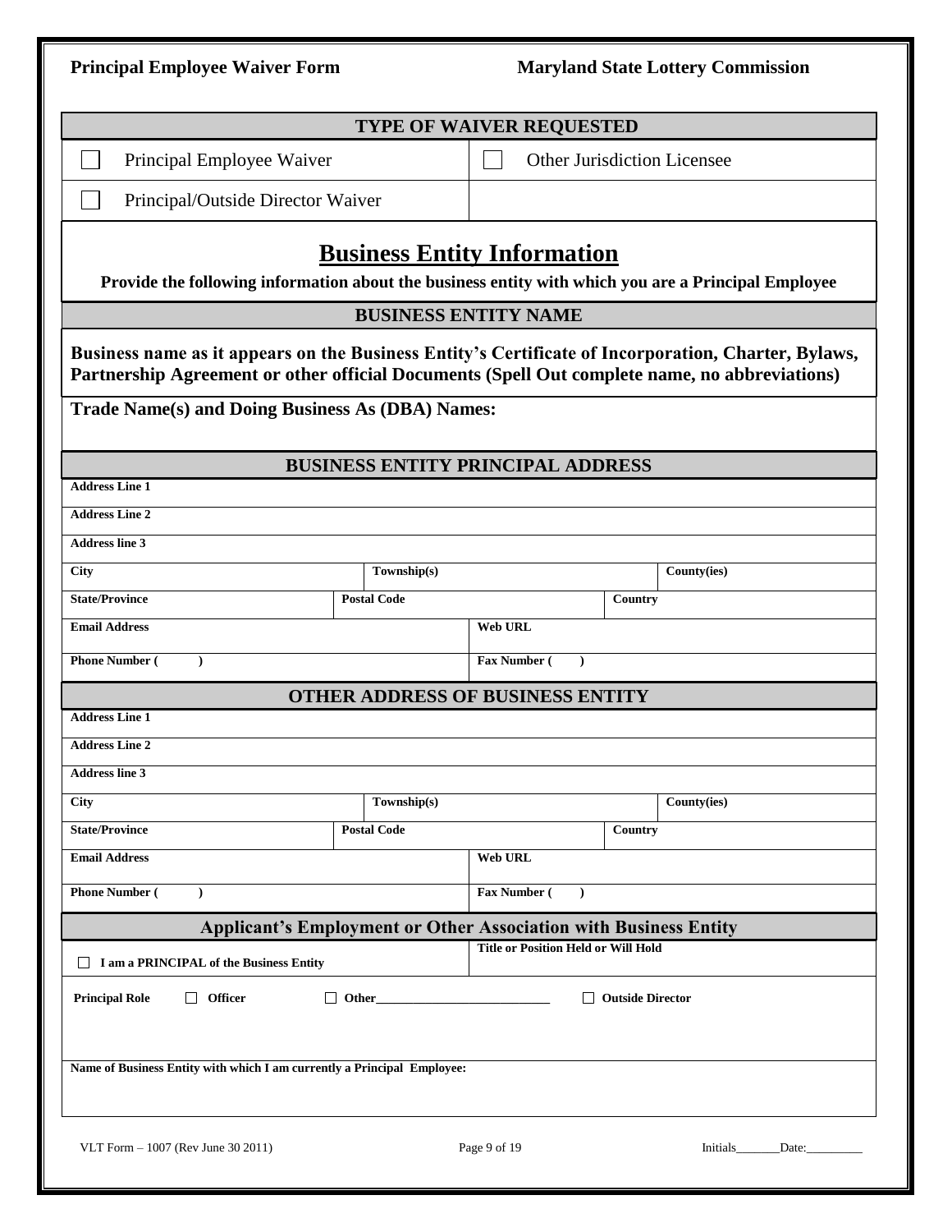**Principal Employee Waiver Form** **Maryland State Lottery Commission**

## TYPE OF WAIVER REQUESTED

| | |
|---|---|
| ☐ Principal Employee Waiver | ☐ Other Jurisdiction Licensee |
| ☐ Principal/Outside Director Waiver | |

## Business Entity Information

**Provide the following information about the business entity with which you are a Principal Employee**

### BUSINESS ENTITY NAME

**Business name as it appears on the Business Entity's Certificate of Incorporation, Charter, Bylaws, Partnership Agreement or other official Documents (Spell Out complete name, no abbreviations)**

**Trade Name(s) and Doing Business As (DBA) Names:**

### BUSINESS ENTITY PRINCIPAL ADDRESS

| | | | |
|---|---|---|---|
| **Address Line 1** | | | |
| **Address Line 2** | | | |
| **Address line 3** | | | |
| **City** | **Township(s)** | | **County(ies)** |
| **State/Province** | **Postal Code** | **Country** | |
| **Email Address** | | **Web URL** | |
| **Phone Number (  )** | | **Fax Number (  )** | |

### OTHER ADDRESS OF BUSINESS ENTITY

| | | | |
|---|---|---|---|
| **Address Line 1** | | | |
| **Address Line 2** | | | |
| **Address line 3** | | | |
| **City** | **Township(s)** | | **County(ies)** |
| **State/Province** | **Postal Code** | **Country** | |
| **Email Address** | | **Web URL** | |
| **Phone Number (  )** | | **Fax Number (  )** | |

### Applicant's Employment or Other Association with Business Entity

| | |
|---|---|
| ☐ **I am a PRINCIPAL of the Business Entity** | **Title or Position Held or Will Hold** |
| **Principal Role** ☐ **Officer** ☐ **Other___________________________** | ☐ **Outside Director** |

**Name of Business Entity with which I am currently a Principal Employee:**

VLT Form – 1007 (Rev June 30 2011) Initials_______Date:_________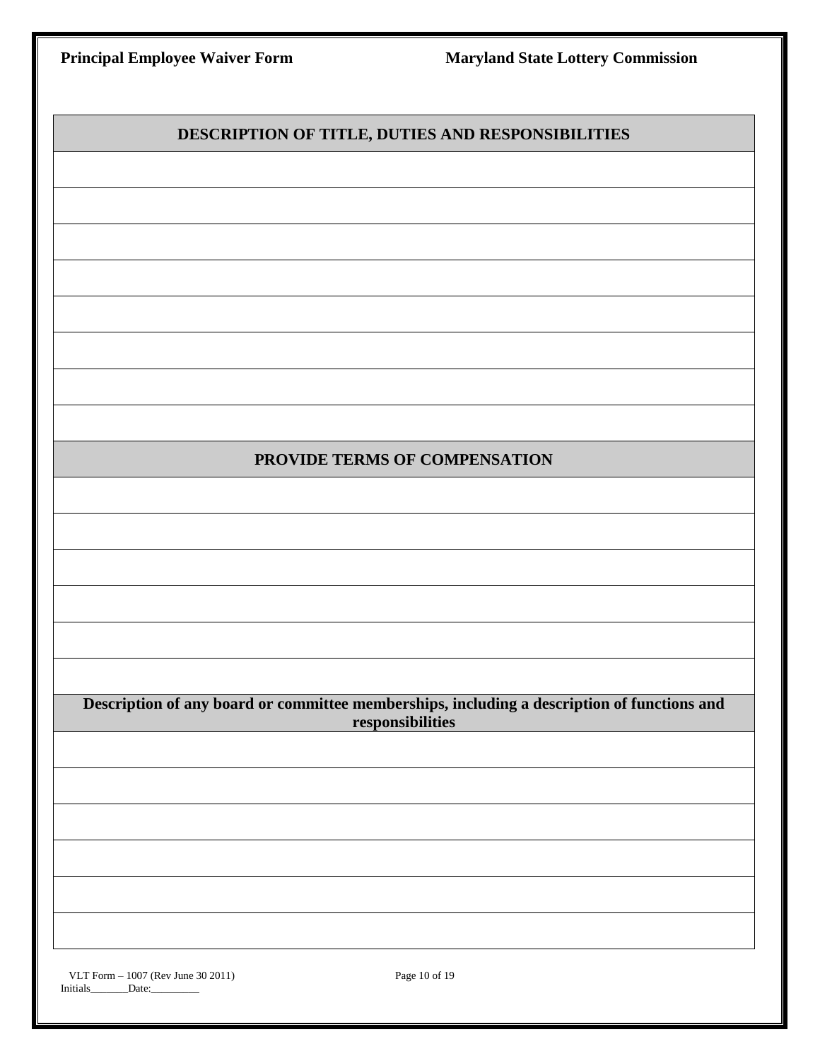| DESCRIPTION OF TITLE, DUTIES AND RESPONSIBILITIES |
|---|
| |
| |
| |
| |
| |
| |
| |
| |

| PROVIDE TERMS OF COMPENSATION |
|---|
| |
| |
| |
| |
| |
| |

| Description of any board or committee memberships, including a description of functions and responsibilities |
|---|
| |
| |
| |
| |
| |
| |

VLT Form – 1007 (Rev June 30 2011)
Initials_______Date:_________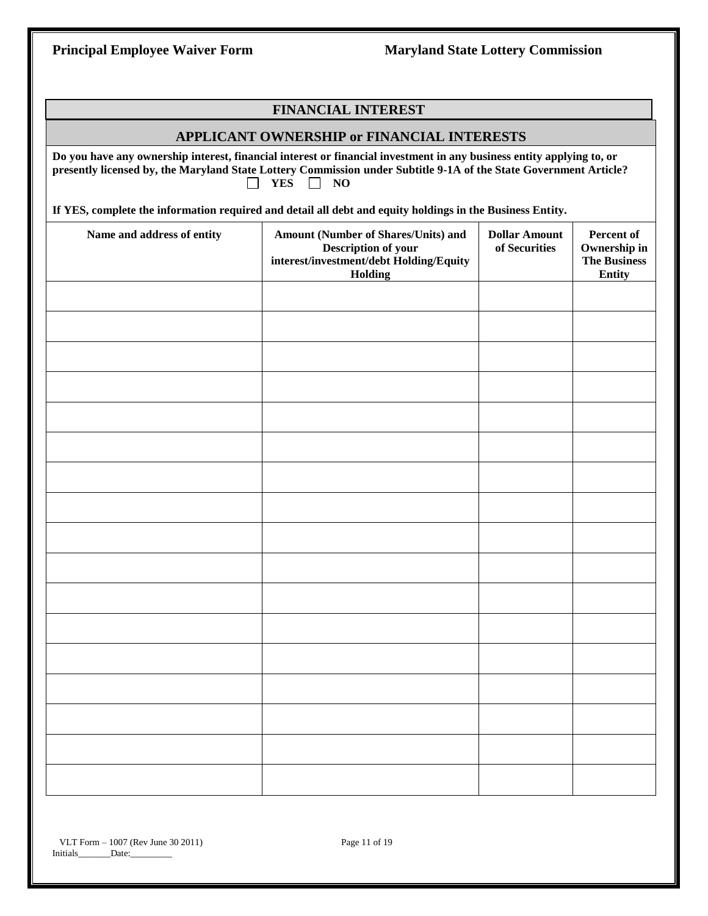## FINANCIAL INTEREST

### APPLICANT OWNERSHIP or FINANCIAL INTERESTS

**Do you have any ownership interest, financial interest or financial investment in any business entity applying to, or presently licensed by, the Maryland State Lottery Commission under Subtitle 9-1A of the State Government Article?**

☐ **YES** ☐ **NO**

**If YES, complete the information required and detail all debt and equity holdings in the Business Entity.**

| Name and address of entity | Amount (Number of Shares/Units) and Description of your interest/investment/debt Holding/Equity Holding | Dollar Amount of Securities | Percent of Ownership in The Business Entity |
|---|---|---|---|
| | | | |
| | | | |
| | | | |
| | | | |
| | | | |
| | | | |
| | | | |
| | | | |
| | | | |
| | | | |
| | | | |
| | | | |
| | | | |
| | | | |
| | | | |
| | | | |
| | | | |

VLT Form – 1007 (Rev June 30 2011)

Initials_______Date:_________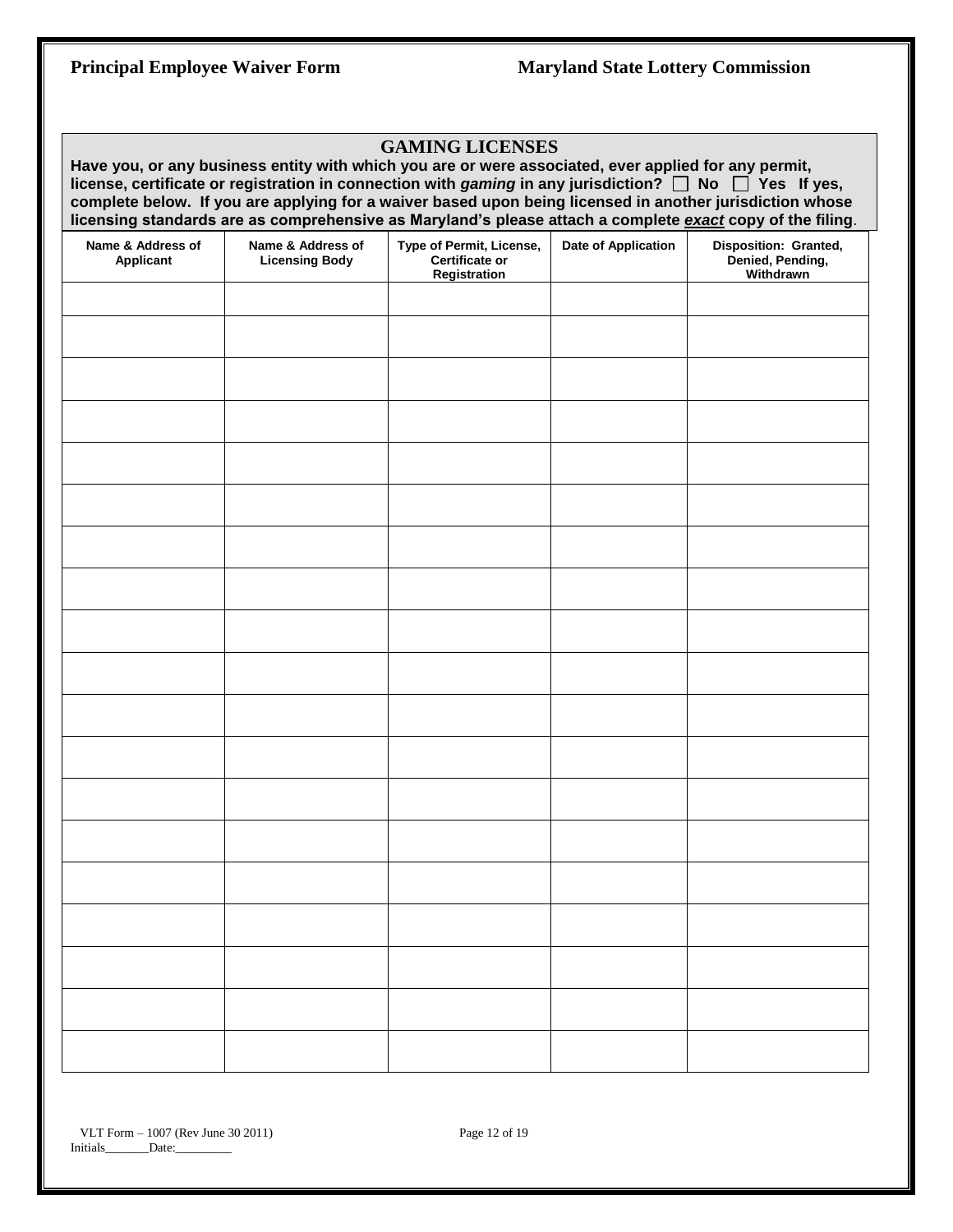## GAMING LICENSES

**Have you, or any business entity with which you are or were associated, ever applied for any permit, license, certificate or registration in connection with *gaming* in any jurisdiction? ☐ No ☐ Yes If yes, complete below. If you are applying for a waiver based upon being licensed in another jurisdiction whose licensing standards are as comprehensive as Maryland's please attach a complete *exact* copy of the filing.**

| Name & Address of Applicant | Name & Address of Licensing Body | Type of Permit, License, Certificate or Registration | Date of Application | Disposition: Granted, Denied, Pending, Withdrawn |
|---|---|---|---|---|
| | | | | |
| | | | | |
| | | | | |
| | | | | |
| | | | | |
| | | | | |
| | | | | |
| | | | | |
| | | | | |
| | | | | |
| | | | | |
| | | | | |
| | | | | |
| | | | | |
| | | | | |
| | | | | |
| | | | | |
| | | | | |
| | | | | |

VLT Form – 1007 (Rev June 30 2011)

Initials_______Date:_________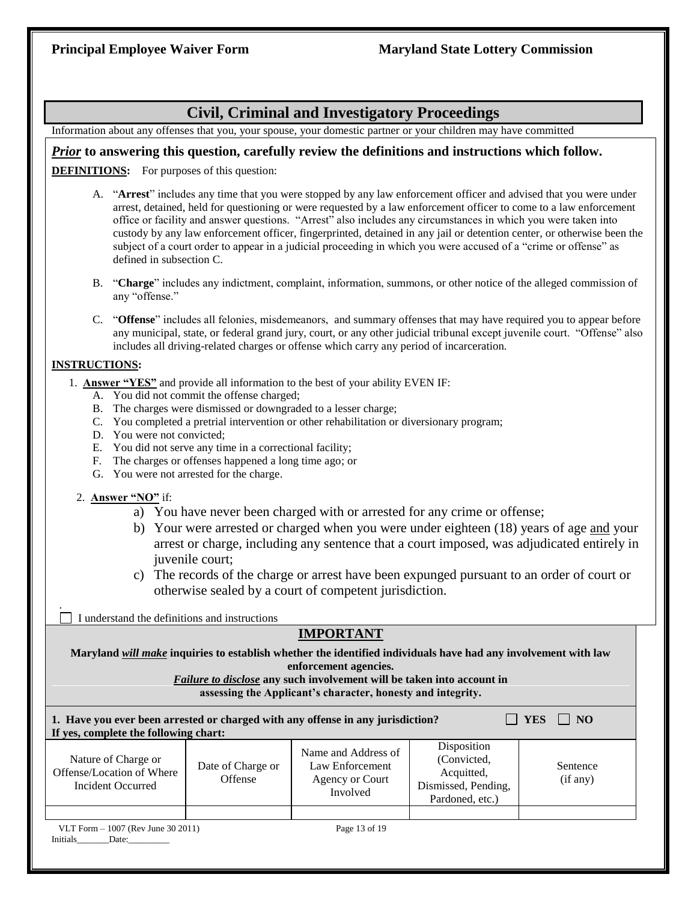## Civil, Criminal and Investigatory Proceedings

Information about any offenses that you, your spouse, your domestic partner or your children may have committed

***Prior*** **to answering this question, carefully review the definitions and instructions which follow.**

**DEFINITIONS:** For purposes of this question:

A. "**Arrest**" includes any time that you were stopped by any law enforcement officer and advised that you were under arrest, detained, held for questioning or were requested by a law enforcement officer to come to a law enforcement office or facility and answer questions. "Arrest" also includes any circumstances in which you were taken into custody by any law enforcement officer, fingerprinted, detained in any jail or detention center, or otherwise been the subject of a court order to appear in a judicial proceeding in which you were accused of a "crime or offense" as defined in subsection C.

B. "**Charge**" includes any indictment, complaint, information, summons, or other notice of the alleged commission of any "offense."

C. "**Offense**" includes all felonies, misdemeanors, and summary offenses that may have required you to appear before any municipal, state, or federal grand jury, court, or any other judicial tribunal except juvenile court. "Offense" also includes all driving-related charges or offense which carry any period of incarceration.

**INSTRUCTIONS:**

1. **Answer "YES"** and provide all information to the best of your ability EVEN IF:
   - A. You did not commit the offense charged;
   - B. The charges were dismissed or downgraded to a lesser charge;
   - C. You completed a pretrial intervention or other rehabilitation or diversionary program;
   - D. You were not convicted;
   - E. You did not serve any time in a correctional facility;
   - F. The charges or offenses happened a long time ago; or
   - G. You were not arrested for the charge.

2. **Answer "NO"** if:
   - a) You have never been charged with or arrested for any crime or offense;
   - b) Your were arrested or charged when you were under eighteen (18) years of age and your arrest or charge, including any sentence that a court imposed, was adjudicated entirely in juvenile court;
   - c) The records of the charge or arrest have been expunged pursuant to an order of court or otherwise sealed by a court of competent jurisdiction.

☐ I understand the definitions and instructions

### IMPORTANT

**Maryland *will make* inquiries to establish whether the identified individuals have had any involvement with law enforcement agencies.**

***Failure to disclose*** **any such involvement will be taken into account in assessing the Applicant's character, honesty and integrity.**

**1. Have you ever been arrested or charged with any offense in any jurisdiction?** ☐ **YES** ☐ **NO**

**If yes, complete the following chart:**

| Nature of Charge or Offense/Location of Where Incident Occurred | Date of Charge or Offense | Name and Address of Law Enforcement Agency or Court Involved | Disposition (Convicted, Acquitted, Dismissed, Pending, Pardoned, etc.) | Sentence (if any) |
|---|---|---|---|---|
| | | | | |

VLT Form – 1007 (Rev June 30 2011)

Initials_______Date:_________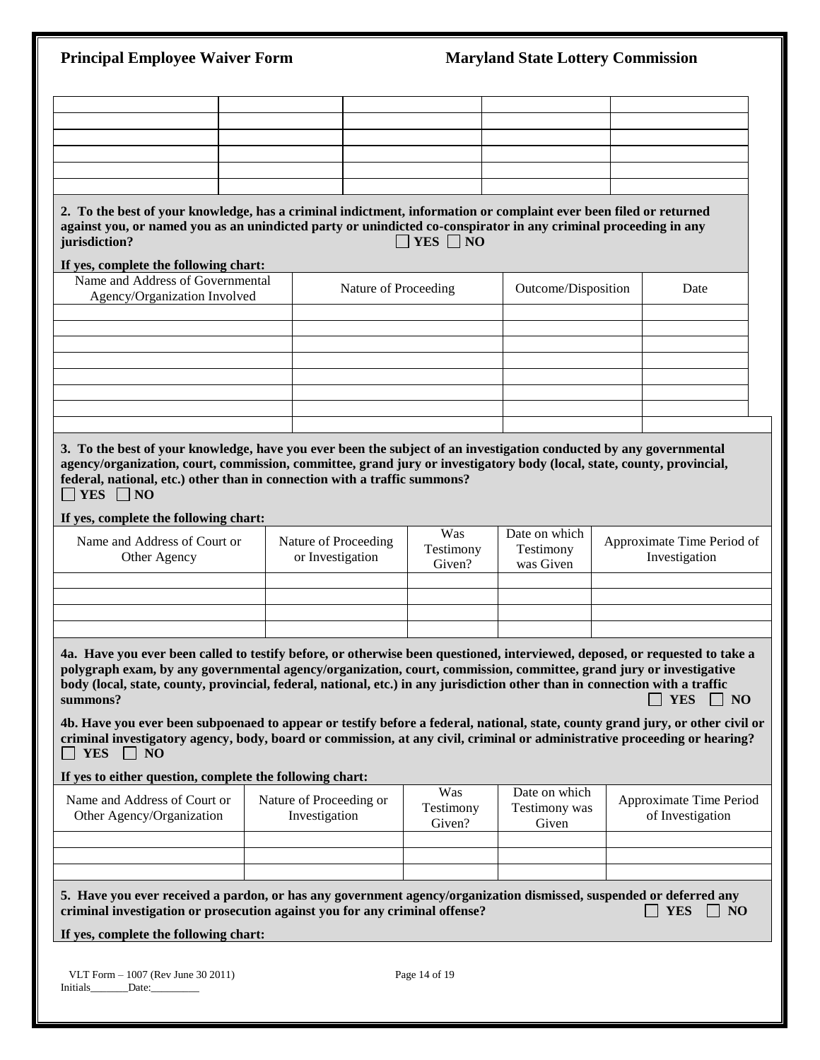| | | | | |
|---|---|---|---|---|
| | | | | |
| | | | | |
| | | | | |
| | | | | |
| | | | | |
| | | | | |

**2. To the best of your knowledge, has a criminal indictment, information or complaint ever been filed or returned against you, or named you as an unindicted party or unindicted co-conspirator in any criminal proceeding in any jurisdiction?** ☐ **YES** ☐ **NO**

**If yes, complete the following chart:**

| Name and Address of Governmental Agency/Organization Involved | Nature of Proceeding | Outcome/Disposition | Date |
|---|---|---|---|
| | | | |
| | | | |
| | | | |
| | | | |
| | | | |
| | | | |
| | | | |
| | | | |

**3. To the best of your knowledge, have you ever been the subject of an investigation conducted by any governmental agency/organization, court, commission, committee, grand jury or investigatory body (local, state, county, provincial, federal, national, etc.) other than in connection with a traffic summons?**
☐ **YES** ☐ **NO**

**If yes, complete the following chart:**

| Name and Address of Court or Other Agency | Nature of Proceeding or Investigation | Was Testimony Given? | Date on which Testimony was Given | Approximate Time Period of Investigation |
|---|---|---|---|---|
| | | | | |
| | | | | |
| | | | | |
| | | | | |

**4a. Have you ever been called to testify before, or otherwise been questioned, interviewed, deposed, or requested to take a polygraph exam, by any governmental agency/organization, court, commission, committee, grand jury or investigative body (local, state, county, provincial, federal, national, etc.) in any jurisdiction other than in connection with a traffic summons?** ☐ **YES** ☐ **NO**

**4b. Have you ever been subpoenaed to appear or testify before a federal, national, state, county grand jury, or other civil or criminal investigatory agency, body, board or commission, at any civil, criminal or administrative proceeding or hearing?**
☐ **YES** ☐ **NO**

**If yes to either question, complete the following chart:**

| Name and Address of Court or Other Agency/Organization | Nature of Proceeding or Investigation | Was Testimony Given? | Date on which Testimony was Given | Approximate Time Period of Investigation |
|---|---|---|---|---|
| | | | | |
| | | | | |
| | | | | |

**5. Have you ever received a pardon, or has any government agency/organization dismissed, suspended or deferred any criminal investigation or prosecution against you for any criminal offense?** ☐ **YES** ☐ **NO**

**If yes, complete the following chart:**

VLT Form – 1007 (Rev June 30 2011)
Initials_______Date:_________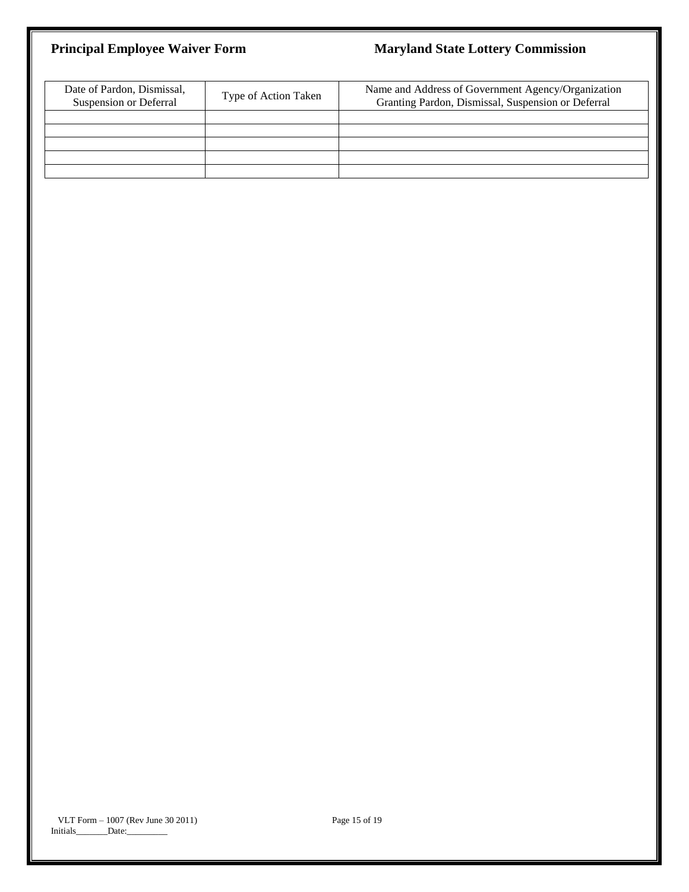| Date of Pardon, Dismissal, Suspension or Deferral | Type of Action Taken | Name and Address of Government Agency/Organization Granting Pardon, Dismissal, Suspension or Deferral |
|---|---|---|
| | | |
| | | |
| | | |
| | | |
| | | |

Initials_______Date:_________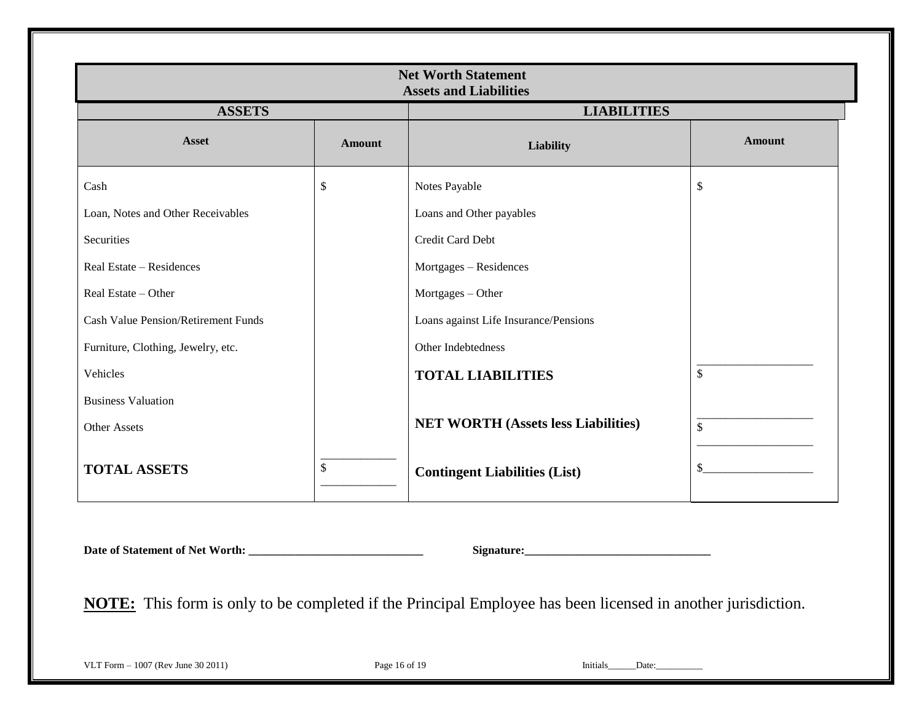# Net Worth Statement
## Assets and Liabilities

| ASSETS | | LIABILITIES | |
|---|---|---|---|
| **Asset** | **Amount** | **Liability** | **Amount** |
| Cash | $ | Notes Payable | $ |
| Loan, Notes and Other Receivables | | Loans and Other payables | |
| Securities | | Credit Card Debt | |
| Real Estate – Residences | | Mortgages – Residences | |
| Real Estate – Other | | Mortgages – Other | |
| Cash Value Pension/Retirement Funds | | Loans against Life Insurance/Pensions | |
| Furniture, Clothing, Jewelry, etc. | | Other Indebtedness | |
| Vehicles | | **TOTAL LIABILITIES** | $ |
| Business Valuation | | | |
| Other Assets | | **NET WORTH (Assets less Liabilities)** | $ |
| **TOTAL ASSETS** | $ | **Contingent Liabilities (List)** | $__________________ |

**Date of Statement of Net Worth: ______________________________** **Signature:________________________________**

**NOTE:** This form is only to be completed if the Principal Employee has been licensed in another jurisdiction.

VLT Form – 1007 (Rev June 30 2011) Initials______Date:__________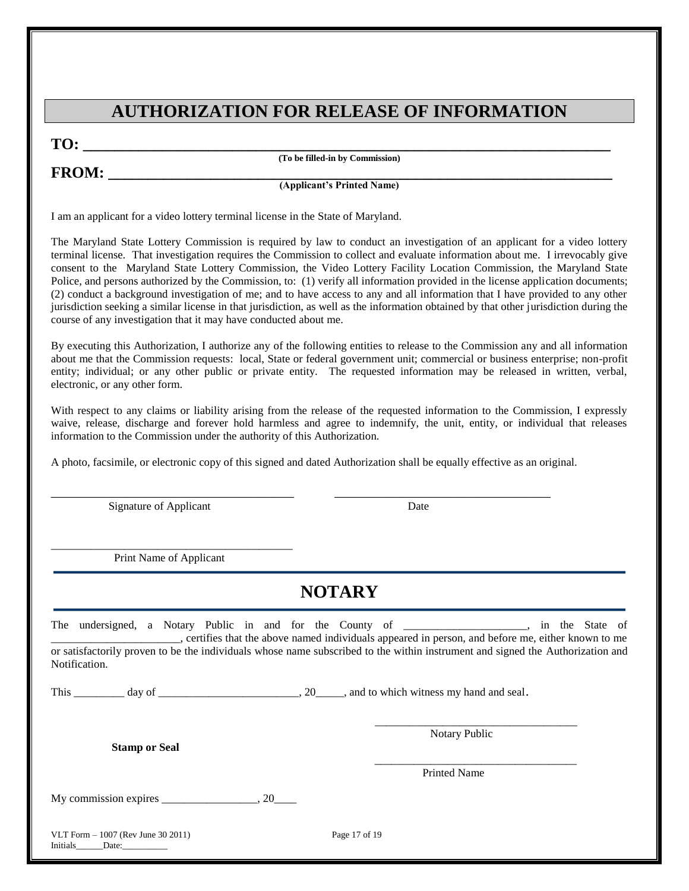# AUTHORIZATION FOR RELEASE OF INFORMATION

**TO: \_\_\_\_\_\_\_\_\_\_\_\_\_\_\_\_\_\_\_\_\_\_\_\_\_\_\_\_\_\_\_\_\_\_\_\_\_\_\_\_\_\_\_\_\_\_\_\_\_\_\_\_\_\_\_\_\_\_\_\_\_\_\_\_\_\_**

**(To be filled-in by Commission)**

**FROM: \_\_\_\_\_\_\_\_\_\_\_\_\_\_\_\_\_\_\_\_\_\_\_\_\_\_\_\_\_\_\_\_\_\_\_\_\_\_\_\_\_\_\_\_\_\_\_\_\_\_\_\_\_\_\_\_\_\_\_\_\_\_\_\_**

**(Applicant's Printed Name)**

I am an applicant for a video lottery terminal license in the State of Maryland.

The Maryland State Lottery Commission is required by law to conduct an investigation of an applicant for a video lottery terminal license. That investigation requires the Commission to collect and evaluate information about me. I irrevocably give consent to the Maryland State Lottery Commission, the Video Lottery Facility Location Commission, the Maryland State Police, and persons authorized by the Commission, to: (1) verify all information provided in the license application documents; (2) conduct a background investigation of me; and to have access to any and all information that I have provided to any other jurisdiction seeking a similar license in that jurisdiction, as well as the information obtained by that other jurisdiction during the course of any investigation that it may have conducted about me.

By executing this Authorization, I authorize any of the following entities to release to the Commission any and all information about me that the Commission requests: local, State or federal government unit; commercial or business enterprise; non-profit entity; individual; or any other public or private entity. The requested information may be released in written, verbal, electronic, or any other form.

With respect to any claims or liability arising from the release of the requested information to the Commission, I expressly waive, release, discharge and forever hold harmless and agree to indemnify, the unit, entity, or individual that releases information to the Commission under the authority of this Authorization.

A photo, facsimile, or electronic copy of this signed and dated Authorization shall be equally effective as an original.

\_\_\_\_\_\_\_\_\_\_\_\_\_\_\_\_\_\_\_\_\_\_\_\_\_\_\_\_\_\_\_\_\_\_\_\_\_\_\_ \_\_\_\_\_\_\_\_\_\_\_\_\_\_\_\_\_\_\_\_\_\_\_\_\_\_\_\_\_\_\_\_\_\_\_\_

Signature of Applicant Date

\_\_\_\_\_\_\_\_\_\_\_\_\_\_\_\_\_\_\_\_\_\_\_\_\_\_\_\_\_\_\_\_\_\_\_\_\_\_\_

Print Name of Applicant

# NOTARY

The undersigned, a Notary Public in and for the County of \_\_\_\_\_\_\_\_\_\_\_\_\_\_\_\_\_\_\_\_\_\_, in the State of \_\_\_\_\_\_\_\_\_\_\_\_\_\_\_\_\_\_\_\_\_\_\_, certifies that the above named individuals appeared in person, and before me, either known to me or satisfactorily proven to be the individuals whose name subscribed to the within instrument and signed the Authorization and Notification.

This \_\_\_\_\_\_\_\_\_ day of \_\_\_\_\_\_\_\_\_\_\_\_\_\_\_\_\_\_\_\_\_\_\_\_\_, 20\_\_\_\_\_, and to which witness my hand and seal.

\_\_\_\_\_\_\_\_\_\_\_\_\_\_\_\_\_\_\_\_\_\_\_\_\_\_\_\_\_\_\_\_\_\_\_\_

Notary Public

**Stamp or Seal**

\_\_\_\_\_\_\_\_\_\_\_\_\_\_\_\_\_\_\_\_\_\_\_\_\_\_\_\_\_\_\_\_\_\_\_\_

Printed Name

My commission expires \_\_\_\_\_\_\_\_\_\_\_\_\_\_\_\_\_, 20\_\_\_\_

VLT Form – 1007 (Rev June 30 2011)

Initials\_\_\_\_\_\_Date:\_\_\_\_\_\_\_\_\_\_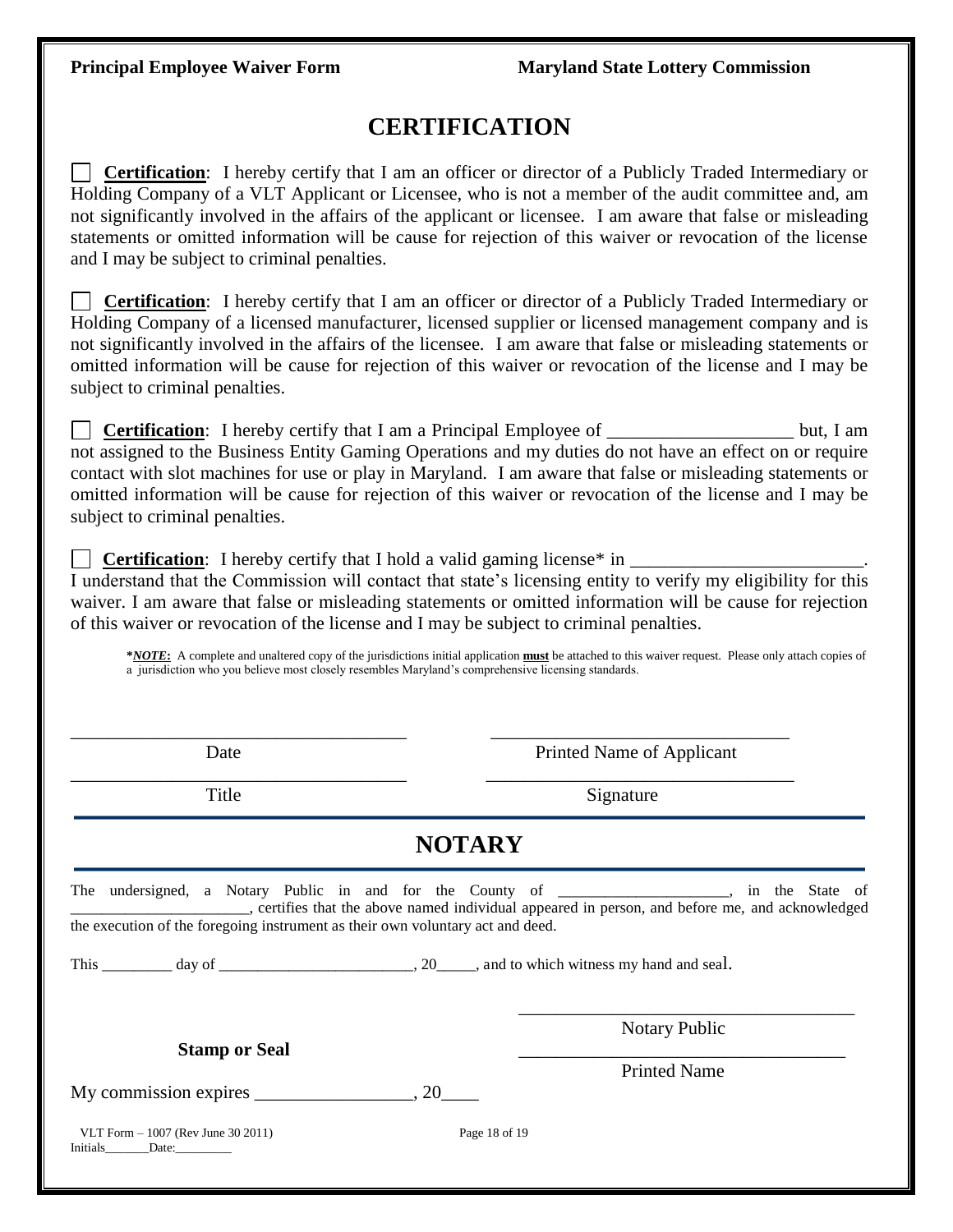# CERTIFICATION

☐ **Certification**: I hereby certify that I am an officer or director of a Publicly Traded Intermediary or Holding Company of a VLT Applicant or Licensee, who is not a member of the audit committee and, am not significantly involved in the affairs of the applicant or licensee. I am aware that false or misleading statements or omitted information will be cause for rejection of this waiver or revocation of the license and I may be subject to criminal penalties.

☐ **Certification**: I hereby certify that I am an officer or director of a Publicly Traded Intermediary or Holding Company of a licensed manufacturer, licensed supplier or licensed management company and is not significantly involved in the affairs of the licensee. I am aware that false or misleading statements or omitted information will be cause for rejection of this waiver or revocation of the license and I may be subject to criminal penalties.

☐ **Certification**: I hereby certify that I am a Principal Employee of ____________________ but, I am not assigned to the Business Entity Gaming Operations and my duties do not have an effect on or require contact with slot machines for use or play in Maryland. I am aware that false or misleading statements or omitted information will be cause for rejection of this waiver or revocation of the license and I may be subject to criminal penalties.

☐ **Certification**: I hereby certify that I hold a valid gaming license* in _________________________. I understand that the Commission will contact that state's licensing entity to verify my eligibility for this waiver. I am aware that false or misleading statements or omitted information will be cause for rejection of this waiver or revocation of the license and I may be subject to criminal penalties.

***NOTE*:** A complete and unaltered copy of the jurisdictions initial application **must** be attached to this waiver request. Please only attach copies of a jurisdiction who you believe most closely resembles Maryland's comprehensive licensing standards.

____________________________________ ________________________________

Date Printed Name of Applicant

____________________________________ ________________________________

Title Signature

# NOTARY

The undersigned, a Notary Public in and for the County of _____________________, in the State of _______________________, certifies that the above named individual appeared in person, and before me, and acknowledged the execution of the foregoing instrument as their own voluntary act and deed.

This _________ day of _________________________, 20_____, and to which witness my hand and seal.

____________________________________

Notary Public

**Stamp or Seal**

____________________________________

Printed Name

My commission expires _________________, 20____

VLT Form – 1007 (Rev June 30 2011)

Initials_______Date:_________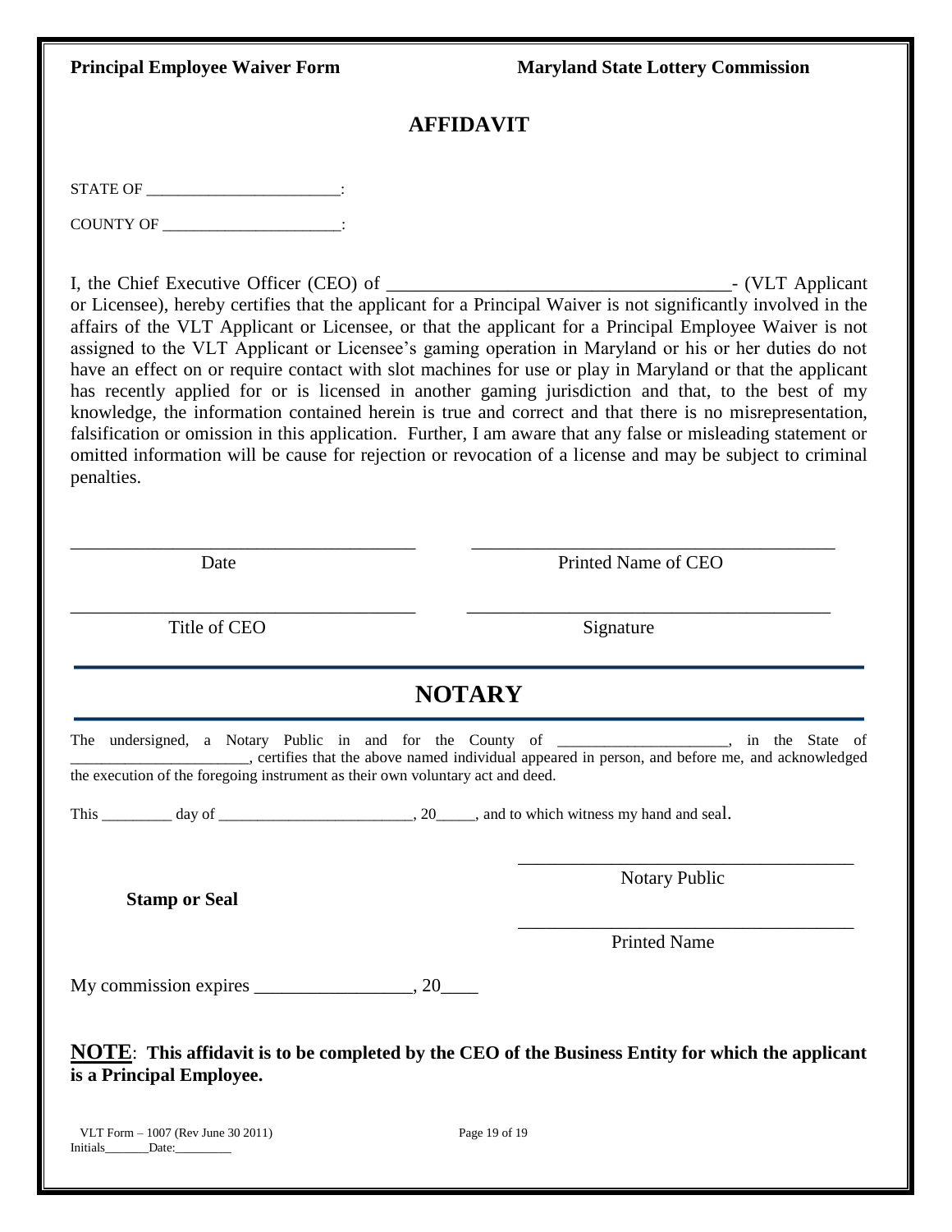**Principal Employee Waiver Form** **Maryland State Lottery Commission**

# AFFIDAVIT

STATE OF ________________________:

COUNTY OF ______________________:

I, the Chief Executive Officer (CEO) of ____________________________________- (VLT Applicant or Licensee), hereby certifies that the applicant for a Principal Waiver is not significantly involved in the affairs of the VLT Applicant or Licensee, or that the applicant for a Principal Employee Waiver is not assigned to the VLT Applicant or Licensee's gaming operation in Maryland or his or her duties do not have an effect on or require contact with slot machines for use or play in Maryland or that the applicant has recently applied for or is licensed in another gaming jurisdiction and that, to the best of my knowledge, the information contained herein is true and correct and that there is no misrepresentation, falsification or omission in this application. Further, I am aware that any false or misleading statement or omitted information will be cause for rejection or revocation of a license and may be subject to criminal penalties.

_____________________________________ _____________________________________
Date Printed Name of CEO

_____________________________________ _____________________________________
Title of CEO Signature

# NOTARY

The undersigned, a Notary Public in and for the County of _____________________, in the State of _______________________, certifies that the above named individual appeared in person, and before me, and acknowledged the execution of the foregoing instrument as their own voluntary act and deed.

This _________ day of _________________________, 20_____, and to which witness my hand and seal.

_____________________________________
Notary Public

**Stamp or Seal**

_____________________________________
Printed Name

My commission expires _________________, 20____

**NOTE**: **This affidavit is to be completed by the CEO of the Business Entity for which the applicant is a Principal Employee.**

VLT Form – 1007 (Rev June 30 2011)
Initials_______Date:_________